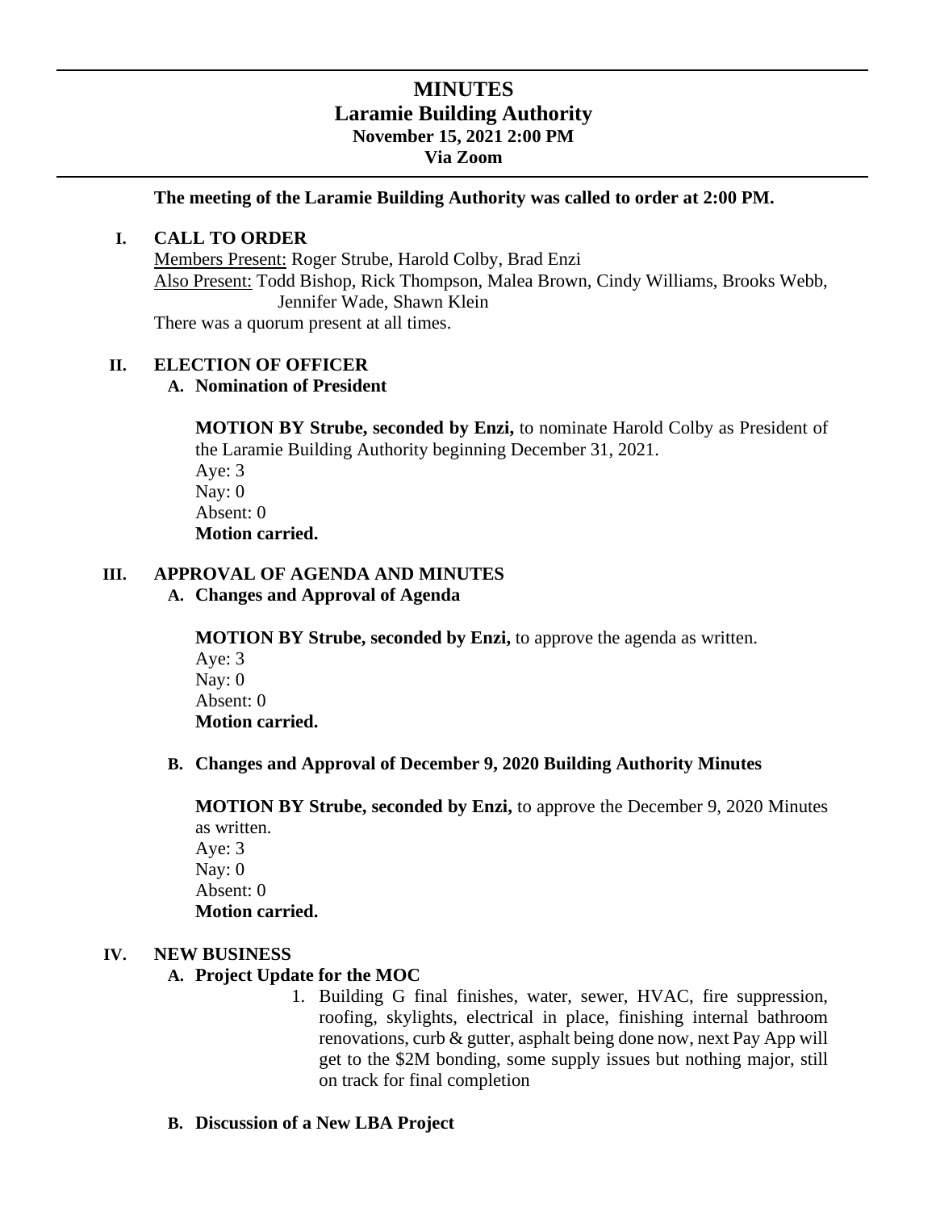# MINUTES
## Laramie Building Authority
### November 15, 2021 2:00 PM
### Via Zoom

**The meeting of the Laramie Building Authority was called to order at 2:00 PM.**

## I. CALL TO ORDER

Members Present: Roger Strube, Harold Colby, Brad Enzi
Also Present: Todd Bishop, Rick Thompson, Malea Brown, Cindy Williams, Brooks Webb, Jennifer Wade, Shawn Klein
There was a quorum present at all times.

## II. ELECTION OF OFFICER

### A. Nomination of President

**MOTION BY Strube, seconded by Enzi,** to nominate Harold Colby as President of the Laramie Building Authority beginning December 31, 2021.
Aye: 3
Nay: 0
Absent: 0
**Motion carried.**

## III. APPROVAL OF AGENDA AND MINUTES

### A. Changes and Approval of Agenda

**MOTION BY Strube, seconded by Enzi,** to approve the agenda as written.
Aye: 3
Nay: 0
Absent: 0
**Motion carried.**

### B. Changes and Approval of December 9, 2020 Building Authority Minutes

**MOTION BY Strube, seconded by Enzi,** to approve the December 9, 2020 Minutes as written.
Aye: 3
Nay: 0
Absent: 0
**Motion carried.**

## IV. NEW BUSINESS

### A. Project Update for the MOC

1. Building G final finishes, water, sewer, HVAC, fire suppression, roofing, skylights, electrical in place, finishing internal bathroom renovations, curb & gutter, asphalt being done now, next Pay App will get to the $2M bonding, some supply issues but nothing major, still on track for final completion

### B. Discussion of a New LBA Project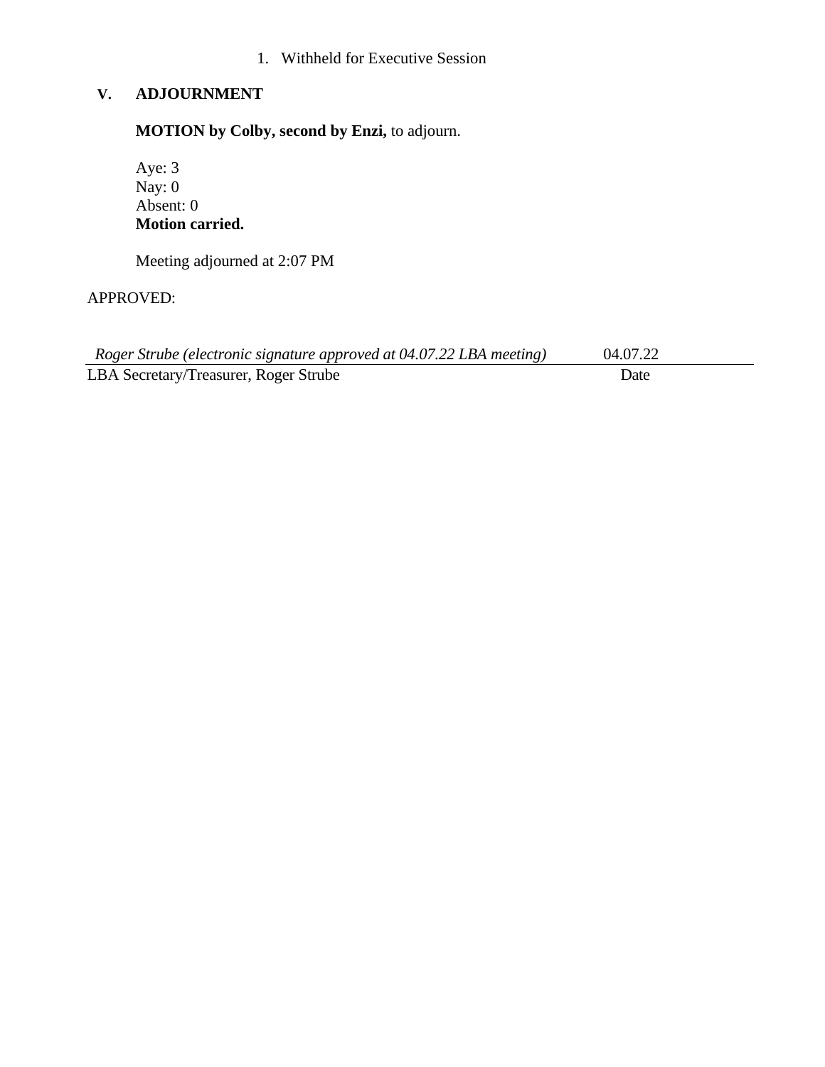1. Withheld for Executive Session

## V. ADJOURNMENT

**MOTION by Colby, second by Enzi,** to adjourn.

Aye: 3
Nay: 0
Absent: 0
**Motion carried.**

Meeting adjourned at 2:07 PM

APPROVED:

*Roger Strube (electronic signature approved at 04.07.22 LBA meeting)* 04.07.22

LBA Secretary/Treasurer, Roger Strube Date